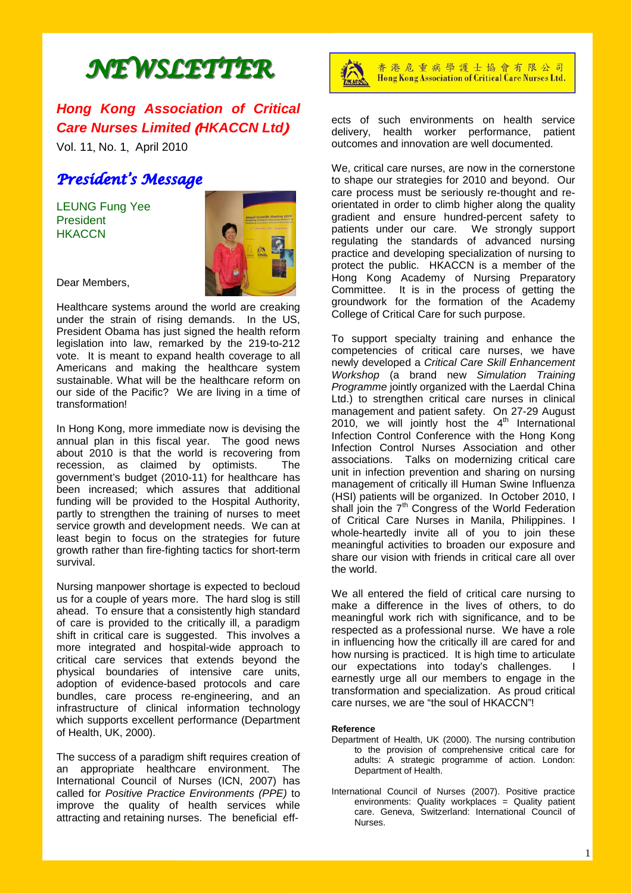# NEWSLETTER

香港危重病學護士協會有限公司
Hong Kong Association of Critical Care Nurses Ltd.

***Hong Kong Association of Critical Care Nurses Limited (HKACCN Ltd)***

Vol. 11, No. 1, April 2010

## *President's Message*

LEUNG Fung Yee
President
HKACCN

Dear Members,

Healthcare systems around the world are creaking under the strain of rising demands. In the US, President Obama has just signed the health reform legislation into law, remarked by the 219-to-212 vote. It is meant to expand health coverage to all Americans and making the healthcare system sustainable. What will be the healthcare reform on our side of the Pacific? We are living in a time of transformation!

In Hong Kong, more immediate now is devising the annual plan in this fiscal year. The good news about 2010 is that the world is recovering from recession, as claimed by optimists. The government's budget (2010-11) for healthcare has been increased; which assures that additional funding will be provided to the Hospital Authority, partly to strengthen the training of nurses to meet service growth and development needs. We can at least begin to focus on the strategies for future growth rather than fire-fighting tactics for short-term survival.

Nursing manpower shortage is expected to becloud us for a couple of years more. The hard slog is still ahead. To ensure that a consistently high standard of care is provided to the critically ill, a paradigm shift in critical care is suggested. This involves a more integrated and hospital-wide approach to critical care services that extends beyond the physical boundaries of intensive care units, adoption of evidence-based protocols and care bundles, care process re-engineering, and an infrastructure of clinical information technology which supports excellent performance (Department of Health, UK, 2000).

The success of a paradigm shift requires creation of an appropriate healthcare environment. The International Council of Nurses (ICN, 2007) has called for *Positive Practice Environments (PPE)* to improve the quality of health services while attracting and retaining nurses. The beneficial effects of such environments on health service delivery, health worker performance, patient outcomes and innovation are well documented.

We, critical care nurses, are now in the cornerstone to shape our strategies for 2010 and beyond. Our care process must be seriously re-thought and re-orientated in order to climb higher along the quality gradient and ensure hundred-percent safety to patients under our care. We strongly support regulating the standards of advanced nursing practice and developing specialization of nursing to protect the public. HKACCN is a member of the Hong Kong Academy of Nursing Preparatory Committee. It is in the process of getting the groundwork for the formation of the Academy College of Critical Care for such purpose.

To support specialty training and enhance the competencies of critical care nurses, we have newly developed a *Critical Care Skill Enhancement Workshop* (a brand new *Simulation Training Programme* jointly organized with the Laerdal China Ltd.) to strengthen critical care nurses in clinical management and patient safety. On 27-29 August 2010, we will jointly host the 4th International Infection Control Conference with the Hong Kong Infection Control Nurses Association and other associations. Talks on modernizing critical care unit in infection prevention and sharing on nursing management of critically ill Human Swine Influenza (HSI) patients will be organized. In October 2010, I shall join the 7th Congress of the World Federation of Critical Care Nurses in Manila, Philippines. I whole-heartedly invite all of you to join these meaningful activities to broaden our exposure and share our vision with friends in critical care all over the world.

We all entered the field of critical care nursing to make a difference in the lives of others, to do meaningful work rich with significance, and to be respected as a professional nurse. We have a role in influencing how the critically ill are cared for and how nursing is practiced. It is high time to articulate our expectations into today's challenges. I earnestly urge all our members to engage in the transformation and specialization. As proud critical care nurses, we are "the soul of HKACCN"!

**Reference**

Department of Health, UK (2000). The nursing contribution to the provision of comprehensive critical care for adults: A strategic programme of action. London: Department of Health.

International Council of Nurses (2007). Positive practice environments: Quality workplaces = Quality patient care. Geneva, Switzerland: International Council of Nurses.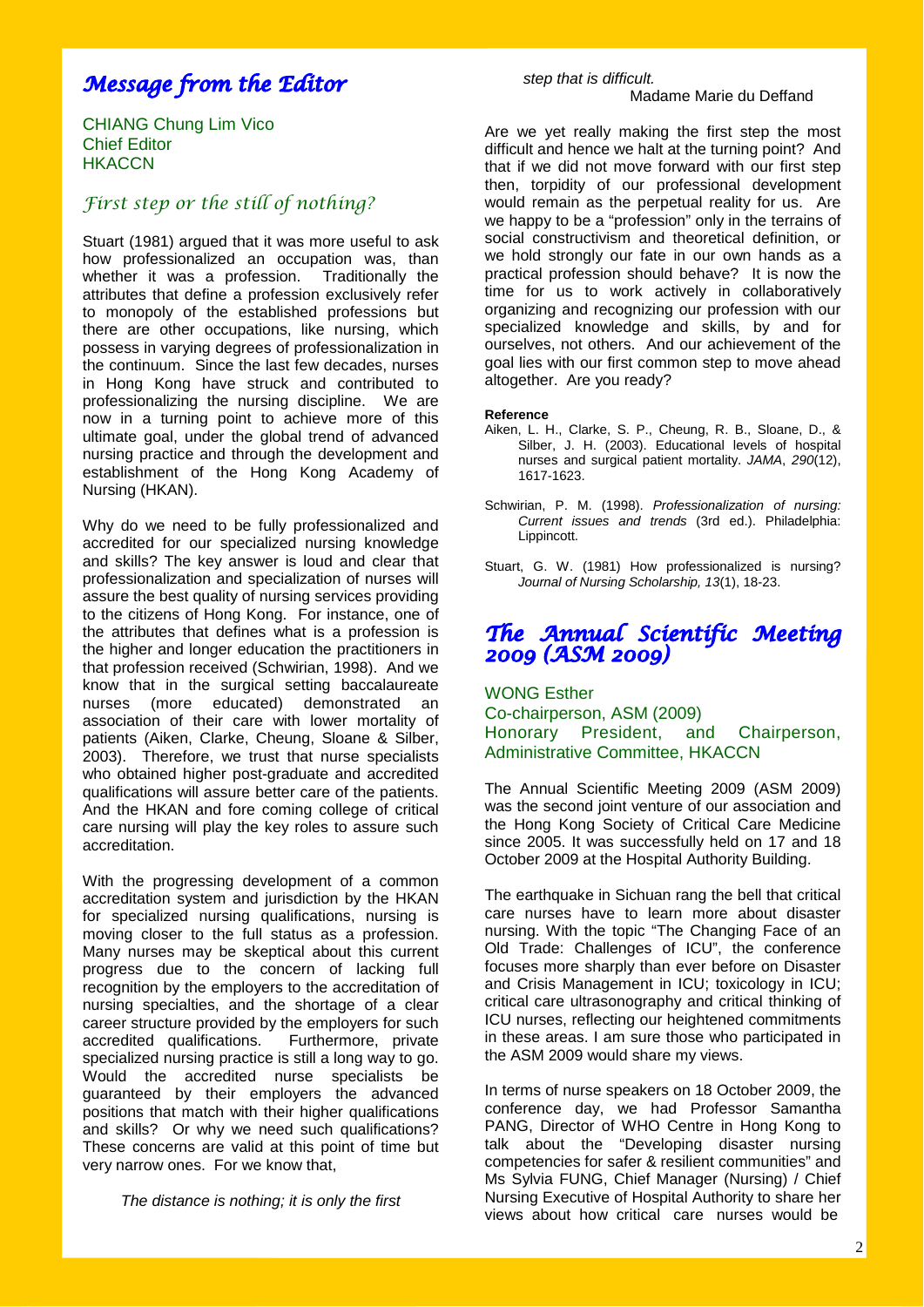# *Message from the Editor*

CHIANG Chung Lim Vico
Chief Editor
HKACCN

## *First step or the still of nothing?*

Stuart (1981) argued that it was more useful to ask how professionalized an occupation was, than whether it was a profession. Traditionally the attributes that define a profession exclusively refer to monopoly of the established professions but there are other occupations, like nursing, which possess in varying degrees of professionalization in the continuum. Since the last few decades, nurses in Hong Kong have struck and contributed to professionalizing the nursing discipline. We are now in a turning point to achieve more of this ultimate goal, under the global trend of advanced nursing practice and through the development and establishment of the Hong Kong Academy of Nursing (HKAN).

Why do we need to be fully professionalized and accredited for our specialized nursing knowledge and skills? The key answer is loud and clear that professionalization and specialization of nurses will assure the best quality of nursing services providing to the citizens of Hong Kong. For instance, one of the attributes that defines what is a profession is the higher and longer education the practitioners in that profession received (Schwirian, 1998). And we know that in the surgical setting baccalaureate nurses (more educated) demonstrated an association of their care with lower mortality of patients (Aiken, Clarke, Cheung, Sloane & Silber, 2003). Therefore, we trust that nurse specialists who obtained higher post-graduate and accredited qualifications will assure better care of the patients. And the HKAN and fore coming college of critical care nursing will play the key roles to assure such accreditation.

With the progressing development of a common accreditation system and jurisdiction by the HKAN for specialized nursing qualifications, nursing is moving closer to the full status as a profession. Many nurses may be skeptical about this current progress due to the concern of lacking full recognition by the employers to the accreditation of nursing specialties, and the shortage of a clear career structure provided by the employers for such accredited qualifications. Furthermore, private specialized nursing practice is still a long way to go. Would the accredited nurse specialists be guaranteed by their employers the advanced positions that match with their higher qualifications and skills? Or why we need such qualifications? These concerns are valid at this point of time but very narrow ones. For we know that,

> *The distance is nothing; it is only the first step that is difficult.*
>
> Madame Marie du Deffand

Are we yet really making the first step the most difficult and hence we halt at the turning point? And that if we did not move forward with our first step then, torpidity of our professional development would remain as the perpetual reality for us. Are we happy to be a "profession" only in the terrains of social constructivism and theoretical definition, or we hold strongly our fate in our own hands as a practical profession should behave? It is now the time for us to work actively in collaboratively organizing and recognizing our profession with our specialized knowledge and skills, by and for ourselves, not others. And our achievement of the goal lies with our first common step to move ahead altogether. Are you ready?

**Reference**

Aiken, L. H., Clarke, S. P., Cheung, R. B., Sloane, D., & Silber, J. H. (2003). Educational levels of hospital nurses and surgical patient mortality. *JAMA*, *290*(12), 1617-1623.

Schwirian, P. M. (1998). *Professionalization of nursing: Current issues and trends* (3rd ed.). Philadelphia: Lippincott.

Stuart, G. W. (1981) How professionalized is nursing? *Journal of Nursing Scholarship, 13*(1), 18-23.

# *The Annual Scientific Meeting 2009 (ASM 2009)*

WONG Esther
Co-chairperson, ASM (2009)
Honorary President, and Chairperson, Administrative Committee, HKACCN

The Annual Scientific Meeting 2009 (ASM 2009) was the second joint venture of our association and the Hong Kong Society of Critical Care Medicine since 2005. It was successfully held on 17 and 18 October 2009 at the Hospital Authority Building.

The earthquake in Sichuan rang the bell that critical care nurses have to learn more about disaster nursing. With the topic "The Changing Face of an Old Trade: Challenges of ICU", the conference focuses more sharply than ever before on Disaster and Crisis Management in ICU; toxicology in ICU; critical care ultrasonography and critical thinking of ICU nurses, reflecting our heightened commitments in these areas. I am sure those who participated in the ASM 2009 would share my views.

In terms of nurse speakers on 18 October 2009, the conference day, we had Professor Samantha PANG, Director of WHO Centre in Hong Kong to talk about the "Developing disaster nursing competencies for safer & resilient communities" and Ms Sylvia FUNG, Chief Manager (Nursing) / Chief Nursing Executive of Hospital Authority to share her views about how critical care nurses would be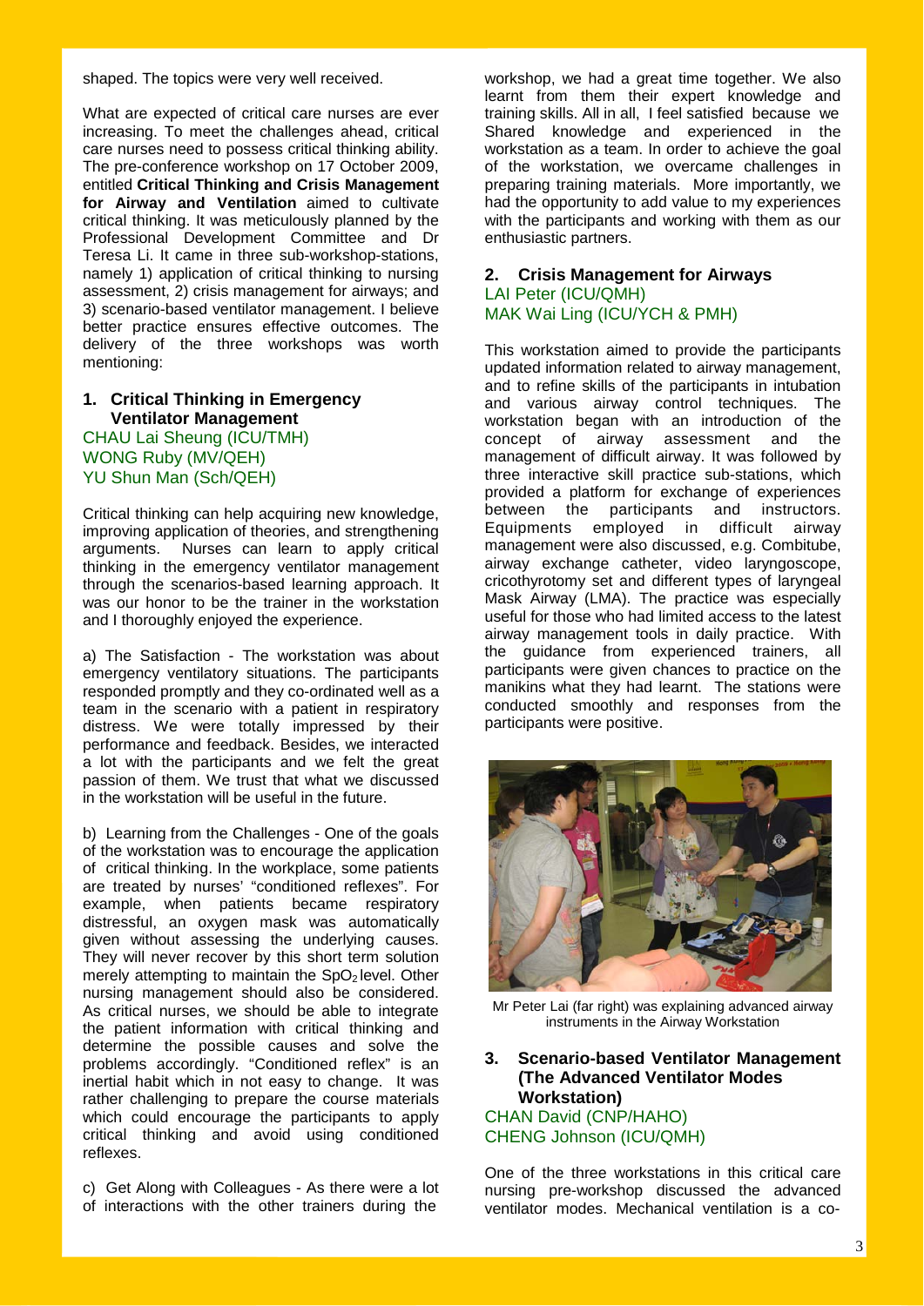shaped. The topics were very well received.

What are expected of critical care nurses are ever increasing. To meet the challenges ahead, critical care nurses need to possess critical thinking ability. The pre-conference workshop on 17 October 2009, entitled **Critical Thinking and Crisis Management for Airway and Ventilation** aimed to cultivate critical thinking. It was meticulously planned by the Professional Development Committee and Dr Teresa Li. It came in three sub-workshop-stations, namely 1) application of critical thinking to nursing assessment, 2) crisis management for airways; and 3) scenario-based ventilator management. I believe better practice ensures effective outcomes. The delivery of the three workshops was worth mentioning:

### 1. Critical Thinking in Emergency Ventilator Management

CHAU Lai Sheung (ICU/TMH)
WONG Ruby (MV/QEH)
YU Shun Man (Sch/QEH)

Critical thinking can help acquiring new knowledge, improving application of theories, and strengthening arguments. Nurses can learn to apply critical thinking in the emergency ventilator management through the scenarios-based learning approach. It was our honor to be the trainer in the workstation and I thoroughly enjoyed the experience.

a) The Satisfaction - The workstation was about emergency ventilatory situations. The participants responded promptly and they co-ordinated well as a team in the scenario with a patient in respiratory distress. We were totally impressed by their performance and feedback. Besides, we interacted a lot with the participants and we felt the great passion of them. We trust that what we discussed in the workstation will be useful in the future.

b) Learning from the Challenges - One of the goals of the workstation was to encourage the application of critical thinking. In the workplace, some patients are treated by nurses' "conditioned reflexes". For example, when patients became respiratory distressful, an oxygen mask was automatically given without assessing the underlying causes. They will never recover by this short term solution merely attempting to maintain the $SpO_2$ level. Other nursing management should also be considered. As critical nurses, we should be able to integrate the patient information with critical thinking and determine the possible causes and solve the problems accordingly. "Conditioned reflex" is an inertial habit which in not easy to change. It was rather challenging to prepare the course materials which could encourage the participants to apply critical thinking and avoid using conditioned reflexes.

c) Get Along with Colleagues - As there were a lot of interactions with the other trainers during the workshop, we had a great time together. We also learnt from them their expert knowledge and training skills. All in all, I feel satisfied because we Shared knowledge and experienced in the workstation as a team. In order to achieve the goal of the workstation, we overcame challenges in preparing training materials. More importantly, we had the opportunity to add value to my experiences with the participants and working with them as our enthusiastic partners.

### 2. Crisis Management for Airways

LAI Peter (ICU/QMH)
MAK Wai Ling (ICU/YCH & PMH)

This workstation aimed to provide the participants updated information related to airway management, and to refine skills of the participants in intubation and various airway control techniques. The workstation began with an introduction of the concept of airway assessment and the management of difficult airway. It was followed by three interactive skill practice sub-stations, which provided a platform for exchange of experiences between the participants and instructors. Equipments employed in difficult airway management were also discussed, e.g. Combitube, airway exchange catheter, video laryngoscope, cricothyrotomy set and different types of laryngeal Mask Airway (LMA). The practice was especially useful for those who had limited access to the latest airway management tools in daily practice. With the guidance from experienced trainers, all participants were given chances to practice on the manikins what they had learnt. The stations were conducted smoothly and responses from the participants were positive.

Mr Peter Lai (far right) was explaining advanced airway instruments in the Airway Workstation

### 3. Scenario-based Ventilator Management (The Advanced Ventilator Modes Workstation)

CHAN David (CNP/HAHO)
CHENG Johnson (ICU/QMH)

One of the three workstations in this critical care nursing pre-workshop discussed the advanced ventilator modes. Mechanical ventilation is a co-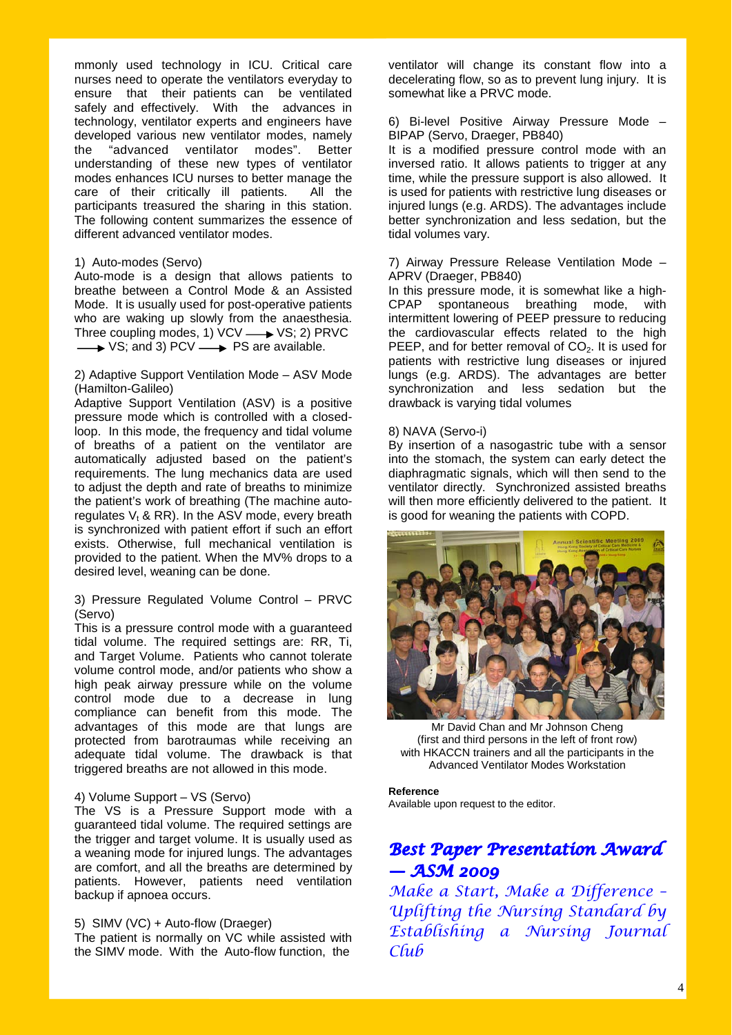mmonly used technology in ICU. Critical care nurses need to operate the ventilators everyday to ensure that their patients can be ventilated safely and effectively. With the advances in technology, ventilator experts and engineers have developed various new ventilator modes, namely the "advanced ventilator modes". Better understanding of these new types of ventilator modes enhances ICU nurses to better manage the care of their critically ill patients. All the participants treasured the sharing in this station. The following content summarizes the essence of different advanced ventilator modes.

1) Auto-modes (Servo)
Auto-mode is a design that allows patients to breathe between a Control Mode & an Assisted Mode. It is usually used for post-operative patients who are waking up slowly from the anaesthesia. Three coupling modes, 1) VCV ⟶ VS; 2) PRVC ⟶ VS; and 3) PCV ⟶ PS are available.

2) Adaptive Support Ventilation Mode – ASV Mode (Hamilton-Galileo)
Adaptive Support Ventilation (ASV) is a positive pressure mode which is controlled with a closed-loop. In this mode, the frequency and tidal volume of breaths of a patient on the ventilator are automatically adjusted based on the patient's requirements. The lung mechanics data are used to adjust the depth and rate of breaths to minimize the patient's work of breathing (The machine auto-regulates $V_t$ & RR). In the ASV mode, every breath is synchronized with patient effort if such an effort exists. Otherwise, full mechanical ventilation is provided to the patient. When the MV% drops to a desired level, weaning can be done.

3) Pressure Regulated Volume Control – PRVC (Servo)
This is a pressure control mode with a guaranteed tidal volume. The required settings are: RR, Ti, and Target Volume. Patients who cannot tolerate volume control mode, and/or patients who show a high peak airway pressure while on the volume control mode due to a decrease in lung compliance can benefit from this mode. The advantages of this mode are that lungs are protected from barotraumas while receiving an adequate tidal volume. The drawback is that triggered breaths are not allowed in this mode.

4) Volume Support – VS (Servo)
The VS is a Pressure Support mode with a guaranteed tidal volume. The required settings are the trigger and target volume. It is usually used as a weaning mode for injured lungs. The advantages are comfort, and all the breaths are determined by patients. However, patients need ventilation backup if apnoea occurs.

5) SIMV (VC) + Auto-flow (Draeger)
The patient is normally on VC while assisted with the SIMV mode. With the Auto-flow function, the ventilator will change its constant flow into a decelerating flow, so as to prevent lung injury. It is somewhat like a PRVC mode.

6) Bi-level Positive Airway Pressure Mode – BIPAP (Servo, Draeger, PB840)
It is a modified pressure control mode with an inversed ratio. It allows patients to trigger at any time, while the pressure support is also allowed. It is used for patients with restrictive lung diseases or injured lungs (e.g. ARDS). The advantages include better synchronization and less sedation, but the tidal volumes vary.

7) Airway Pressure Release Ventilation Mode – APRV (Draeger, PB840)
In this pressure mode, it is somewhat like a high-CPAP spontaneous breathing mode, with intermittent lowering of PEEP pressure to reducing the cardiovascular effects related to the high PEEP, and for better removal of $CO_2$. It is used for patients with restrictive lung diseases or injured lungs (e.g. ARDS). The advantages are better synchronization and less sedation but the drawback is varying tidal volumes

8) NAVA (Servo-i)
By insertion of a nasogastric tube with a sensor into the stomach, the system can early detect the diaphragmatic signals, which will then send to the ventilator directly. Synchronized assisted breaths will then more efficiently delivered to the patient. It is good for weaning the patients with COPD.

Mr David Chan and Mr Johnson Cheng (first and third persons in the left of front row) with HKACCN trainers and all the participants in the Advanced Ventilator Modes Workstation

**Reference**
Available upon request to the editor.

## *Best Paper Presentation Award — ASM 2009*

### *Make a Start, Make a Difference – Uplifting the Nursing Standard by Establishing a Nursing Journal Club*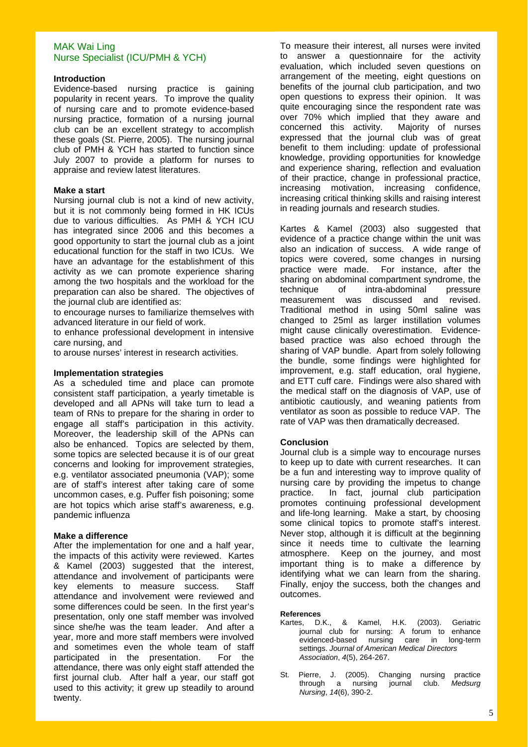MAK Wai Ling
Nurse Specialist (ICU/PMH & YCH)

### Introduction

Evidence-based nursing practice is gaining popularity in recent years. To improve the quality of nursing care and to promote evidence-based nursing practice, formation of a nursing journal club can be an excellent strategy to accomplish these goals (St. Pierre, 2005). The nursing journal club of PMH & YCH has started to function since July 2007 to provide a platform for nurses to appraise and review latest literatures.

### Make a start

Nursing journal club is not a kind of new activity, but it is not commonly being formed in HK ICUs due to various difficulties. As PMH & YCH ICU has integrated since 2006 and this becomes a good opportunity to start the journal club as a joint educational function for the staff in two ICUs. We have an advantage for the establishment of this activity as we can promote experience sharing among the two hospitals and the workload for the preparation can also be shared. The objectives of the journal club are identified as:

to encourage nurses to familiarize themselves with advanced literature in our field of work.

to enhance professional development in intensive care nursing, and

to arouse nurses' interest in research activities.

### Implementation strategies

As a scheduled time and place can promote consistent staff participation, a yearly timetable is developed and all APNs will take turn to lead a team of RNs to prepare for the sharing in order to engage all staff's participation in this activity. Moreover, the leadership skill of the APNs can also be enhanced. Topics are selected by them, some topics are selected because it is of our great concerns and looking for improvement strategies, e.g. ventilator associated pneumonia (VAP); some are of staff's interest after taking care of some uncommon cases, e.g. Puffer fish poisoning; some are hot topics which arise staff's awareness, e.g. pandemic influenza

### Make a difference

After the implementation for one and a half year, the impacts of this activity were reviewed. Kartes & Kamel (2003) suggested that the interest, attendance and involvement of participants were key elements to measure success. Staff attendance and involvement were reviewed and some differences could be seen. In the first year's presentation, only one staff member was involved since she/he was the team leader. And after a year, more and more staff members were involved and sometimes even the whole team of staff participated in the presentation. For the attendance, there was only eight staff attended the first journal club. After half a year, our staff got used to this activity; it grew up steadily to around twenty.

To measure their interest, all nurses were invited to answer a questionnaire for the activity evaluation, which included seven questions on arrangement of the meeting, eight questions on benefits of the journal club participation, and two open questions to express their opinion. It was quite encouraging since the respondent rate was over 70% which implied that they aware and concerned this activity. Majority of nurses expressed that the journal club was of great benefit to them including: update of professional knowledge, providing opportunities for knowledge and experience sharing, reflection and evaluation of their practice, change in professional practice, increasing motivation, increasing confidence, increasing critical thinking skills and raising interest in reading journals and research studies.

Kartes & Kamel (2003) also suggested that evidence of a practice change within the unit was also an indication of success. A wide range of topics were covered, some changes in nursing practice were made. For instance, after the sharing on abdominal compartment syndrome, the technique of intra-abdominal pressure measurement was discussed and revised. Traditional method in using 50ml saline was changed to 25ml as larger instillation volumes might cause clinically overestimation. Evidence-based practice was also echoed through the sharing of VAP bundle. Apart from solely following the bundle, some findings were highlighted for improvement, e.g. staff education, oral hygiene, and ETT cuff care. Findings were also shared with the medical staff on the diagnosis of VAP, use of antibiotic cautiously, and weaning patients from ventilator as soon as possible to reduce VAP. The rate of VAP was then dramatically decreased.

### Conclusion

Journal club is a simple way to encourage nurses to keep up to date with current researches. It can be a fun and interesting way to improve quality of nursing care by providing the impetus to change practice. In fact, journal club participation promotes continuing professional development and life-long learning. Make a start, by choosing some clinical topics to promote staff's interest. Never stop, although it is difficult at the beginning since it needs time to cultivate the learning atmosphere. Keep on the journey, and most important thing is to make a difference by identifying what we can learn from the sharing. Finally, enjoy the success, both the changes and outcomes.

#### References

Kartes, D.K., & Kamel, H.K. (2003). Geriatric journal club for nursing: A forum to enhance evidenced-based nursing care in long-term settings. *Journal of American Medical Directors Association*, *4*(5), 264-267.

St. Pierre, J. (2005). Changing nursing practice through a nursing journal club. *Medsurg Nursing*, *14*(6), 390-2.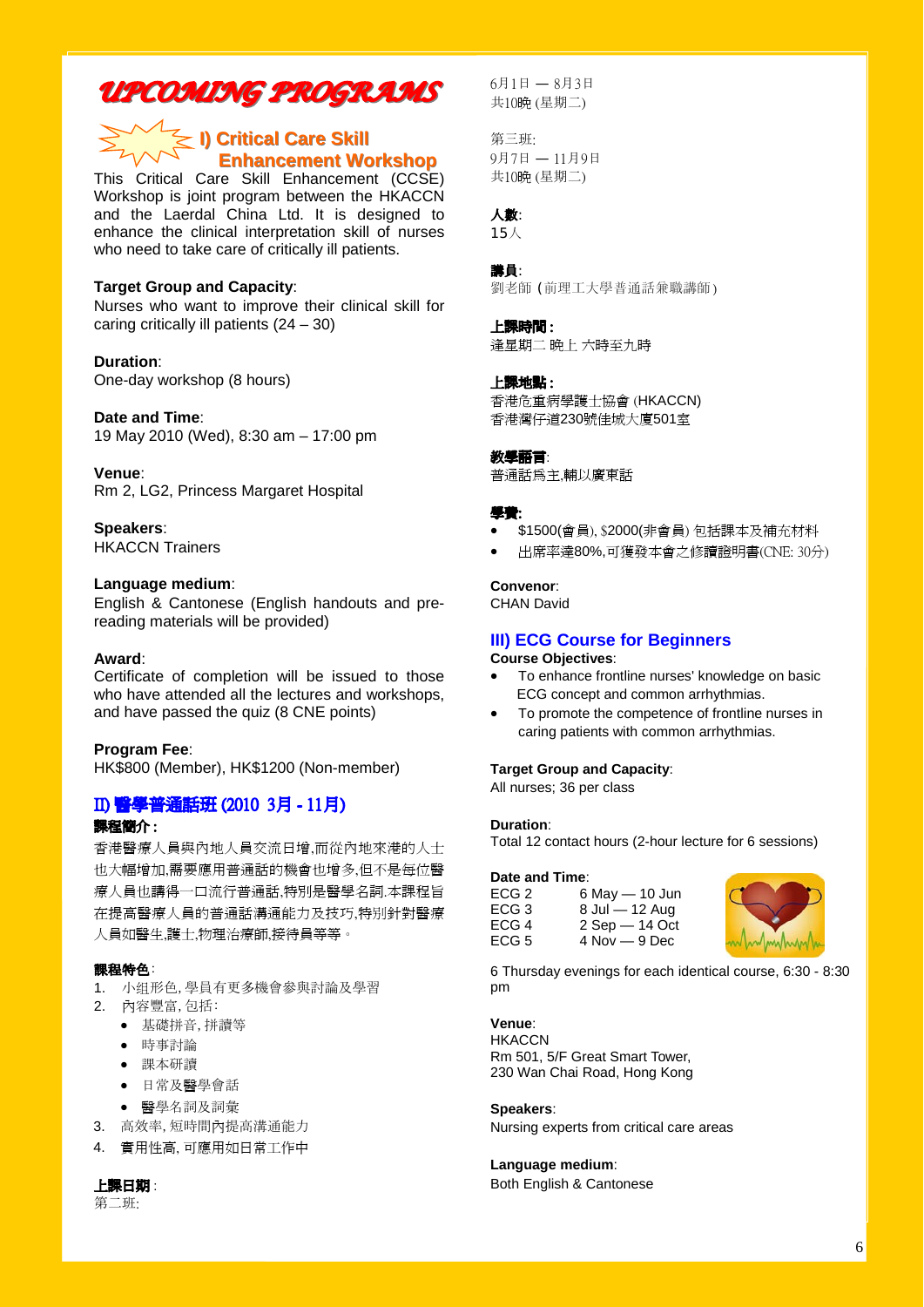# UPCOMING PROGRAMS

## I) Critical Care Skill Enhancement Workshop

This Critical Care Skill Enhancement (CCSE) Workshop is joint program between the HKACCN and the Laerdal China Ltd. It is designed to enhance the clinical interpretation skill of nurses who need to take care of critically ill patients.

**Target Group and Capacity**:
Nurses who want to improve their clinical skill for caring critically ill patients (24 – 30)

**Duration**:
One-day workshop (8 hours)

**Date and Time**:
19 May 2010 (Wed), 8:30 am – 17:00 pm

**Venue**:
Rm 2, LG2, Princess Margaret Hospital

**Speakers**:
HKACCN Trainers

**Language medium**:
English & Cantonese (English handouts and pre-reading materials will be provided)

**Award**:
Certificate of completion will be issued to those who have attended all the lectures and workshops, and have passed the quiz (8 CNE points)

**Program Fee**:
HK$800 (Member), HK$1200 (Non-member)

## II) 醫學普通話班 (2010 3月 - 11月)

**課程簡介：**

香港醫療人員與內地人員交流日增,而從內地來港的人士也大幅增加,需要應用普通話的機會也增多,但不是每位醫療人員也講得一口流行普通話,特別是醫學名詞.本課程旨在提高醫療人員的普通話溝通能力及技巧,特別針對醫療人員如醫生,護士,物理治療師,接待員等等。

**課程特色**:

1. 小组形色, 學員有更多機會參與討論及學習
2. 內容豐富, 包括:
   - 基礎拼音, 拼讀等
   - 時事討論
   - 課本研讀
   - 日常及醫學會話
   - 醫學名詞及詞彙
3. 高效率, 短時間內提高溝通能力
4. 實用性高, 可應用如日常工作中

**上課日期**:

第二班:
6月1日 — 8月3日
共10晚 (星期二)

第三班:
9月7日 — 11月9日
共10晚 (星期二)

**人數**:
15人

**講員**:
劉老師 (前理工大學普通話兼職講師)

**上課時間：**
逢星期二 晚上 六時至九時

**上課地點：**
香港危重病學護士協會 (HKACCN)
香港灣仔道230號佳城大廈501室

**教學語言**:
普通話爲主,輔以廣東話

**學費:**

- $1500(會員), $2000(非會員) 包括課本及補充材料
- 出席率達80%,可獲發本會之修讀證明書(CNE: 30分)

**Convenor**:
CHAN David

## III) ECG Course for Beginners

**Course Objectives**:

- To enhance frontline nurses' knowledge on basic ECG concept and common arrhythmias.
- To promote the competence of frontline nurses in caring patients with common arrhythmias.

**Target Group and Capacity**:
All nurses; 36 per class

**Duration**:
Total 12 contact hours (2-hour lecture for 6 sessions)

**Date and Time**:

| | |
|---|---|
| ECG 2 | 6 May — 10 Jun |
| ECG 3 | 8 Jul — 12 Aug |
| ECG 4 | 2 Sep — 14 Oct |
| ECG 5 | 4 Nov — 9 Dec |

6 Thursday evenings for each identical course, 6:30 - 8:30 pm

**Venue**:
HKACCN
Rm 501, 5/F Great Smart Tower,
230 Wan Chai Road, Hong Kong

**Speakers**:
Nursing experts from critical care areas

**Language medium**:
Both English & Cantonese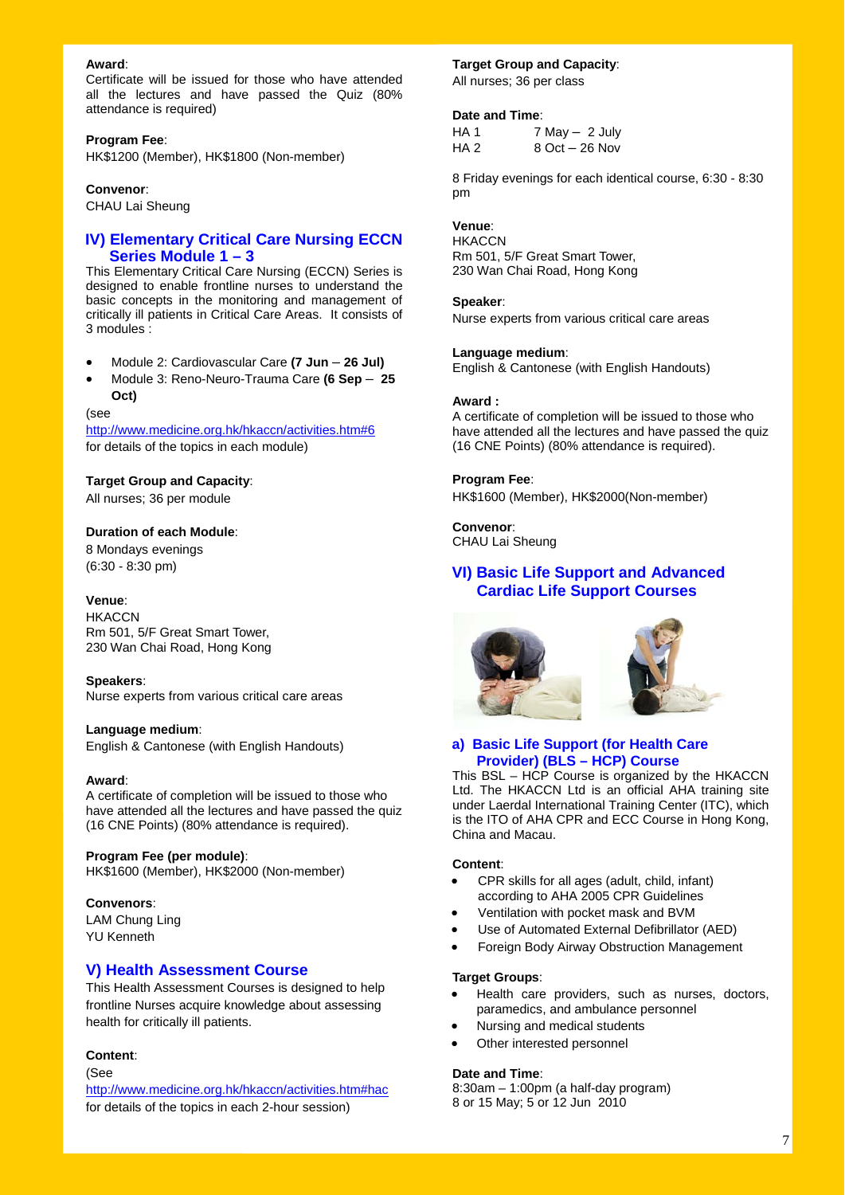**Award**:
Certificate will be issued for those who have attended all the lectures and have passed the Quiz (80% attendance is required)

**Program Fee**:
HK$1200 (Member), HK$1800 (Non-member)

**Convenor**:
CHAU Lai Sheung

## IV) Elementary Critical Care Nursing ECCN Series Module 1 – 3

This Elementary Critical Care Nursing (ECCN) Series is designed to enable frontline nurses to understand the basic concepts in the monitoring and management of critically ill patients in Critical Care Areas. It consists of 3 modules :

- Module 2: Cardiovascular Care **(7 Jun – 26 Jul)**
- Module 3: Reno-Neuro-Trauma Care **(6 Sep – 25 Oct)**

(see http://www.medicine.org.hk/hkaccn/activities.htm#6 for details of the topics in each module)

**Target Group and Capacity**:
All nurses; 36 per module

**Duration of each Module**:
8 Mondays evenings
(6:30 - 8:30 pm)

**Venue**:
HKACCN
Rm 501, 5/F Great Smart Tower,
230 Wan Chai Road, Hong Kong

**Speakers**:
Nurse experts from various critical care areas

**Language medium**:
English & Cantonese (with English Handouts)

**Award**:
A certificate of completion will be issued to those who have attended all the lectures and have passed the quiz (16 CNE Points) (80% attendance is required).

**Program Fee (per module)**:
HK$1600 (Member), HK$2000 (Non-member)

**Convenors**:
LAM Chung Ling
YU Kenneth

## V) Health Assessment Course

This Health Assessment Courses is designed to help frontline Nurses acquire knowledge about assessing health for critically ill patients.

**Content**:
(See http://www.medicine.org.hk/hkaccn/activities.htm#hac for details of the topics in each 2-hour session)

**Target Group and Capacity**:
All nurses; 36 per class

**Date and Time**:

| | |
|---|---|
| HA 1 | 7 May – 2 July |
| HA 2 | 8 Oct – 26 Nov |

8 Friday evenings for each identical course, 6:30 - 8:30 pm

**Venue**:
HKACCN
Rm 501, 5/F Great Smart Tower,
230 Wan Chai Road, Hong Kong

**Speaker**:
Nurse experts from various critical care areas

**Language medium**:
English & Cantonese (with English Handouts)

**Award :**
A certificate of completion will be issued to those who have attended all the lectures and have passed the quiz (16 CNE Points) (80% attendance is required).

**Program Fee**:
HK$1600 (Member), HK$2000(Non-member)

**Convenor**:
CHAU Lai Sheung

## VI) Basic Life Support and Advanced Cardiac Life Support Courses

### a) Basic Life Support (for Health Care Provider) (BLS – HCP) Course

This BSL – HCP Course is organized by the HKACCN Ltd. The HKACCN Ltd is an official AHA training site under Laerdal International Training Center (ITC), which is the ITO of AHA CPR and ECC Course in Hong Kong, China and Macau.

**Content**:

- CPR skills for all ages (adult, child, infant) according to AHA 2005 CPR Guidelines
- Ventilation with pocket mask and BVM
- Use of Automated External Defibrillator (AED)
- Foreign Body Airway Obstruction Management

**Target Groups**:

- Health care providers, such as nurses, doctors, paramedics, and ambulance personnel
- Nursing and medical students
- Other interested personnel

**Date and Time**:
8:30am – 1:00pm (a half-day program)
8 or 15 May; 5 or 12 Jun 2010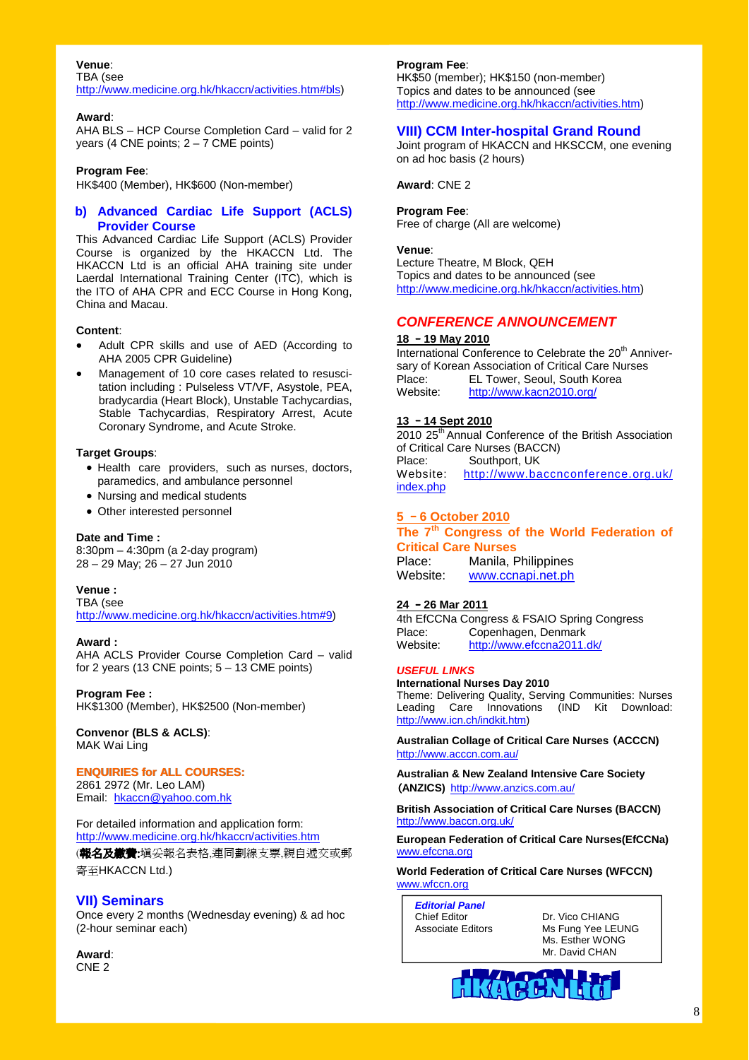**Venue**:
TBA (see http://www.medicine.org.hk/hkaccn/activities.htm#bls)

**Award**:
AHA BLS – HCP Course Completion Card – valid for 2 years (4 CNE points; 2 – 7 CME points)

**Program Fee**:
HK$400 (Member), HK$600 (Non-member)

### b) Advanced Cardiac Life Support (ACLS) Provider Course

This Advanced Cardiac Life Support (ACLS) Provider Course is organized by the HKACCN Ltd. The HKACCN Ltd is an official AHA training site under Laerdal International Training Center (ITC), which is the ITO of AHA CPR and ECC Course in Hong Kong, China and Macau.

**Content**:

- Adult CPR skills and use of AED (According to AHA 2005 CPR Guideline)
- Management of 10 core cases related to resuscitation including : Pulseless VT/VF, Asystole, PEA, bradycardia (Heart Block), Unstable Tachycardias, Stable Tachycardias, Respiratory Arrest, Acute Coronary Syndrome, and Acute Stroke.

**Target Groups**:

- Health care providers, such as nurses, doctors, paramedics, and ambulance personnel
- Nursing and medical students
- Other interested personnel

**Date and Time :**
8:30pm – 4:30pm (a 2-day program)
28 – 29 May; 26 – 27 Jun 2010

**Venue :**
TBA (see http://www.medicine.org.hk/hkaccn/activities.htm#9)

**Award :**
AHA ACLS Provider Course Completion Card – valid for 2 years (13 CNE points; 5 – 13 CME points)

**Program Fee :**
HK$1300 (Member), HK$2500 (Non-member)

**Convenor (BLS & ACLS)**:
MAK Wai Ling

**ENQUIRIES for ALL COURSES:**
2861 2972 (Mr. Leo LAM)
Email: hkaccn@yahoo.com.hk

For detailed information and application form:
http://www.medicine.org.hk/hkaccn/activities.htm
(**報名及繳費:**填妥報名表格,連同劃線支票,親自遞交或郵寄至HKACCN Ltd.)

## VII) Seminars

Once every 2 months (Wednesday evening) & ad hoc (2-hour seminar each)

**Award**:
CNE 2

**Program Fee**:
HK$50 (member); HK$150 (non-member)
Topics and dates to be announced (see http://www.medicine.org.hk/hkaccn/activities.htm)

## VIII) CCM Inter-hospital Grand Round

Joint program of HKACCN and HKSCCM, one evening on ad hoc basis (2 hours)

**Award**: CNE 2

**Program Fee**:
Free of charge (All are welcome)

**Venue**:
Lecture Theatre, M Block, QEH
Topics and dates to be announced (see http://www.medicine.org.hk/hkaccn/activities.htm)

## *CONFERENCE ANNOUNCEMENT*

**18 – 19 May 2010**
International Conference to Celebrate the 20th Anniversary of Korean Association of Critical Care Nurses
Place: EL Tower, Seoul, South Korea
Website: http://www.kacn2010.org/

**13 – 14 Sept 2010**
2010 25th Annual Conference of the British Association of Critical Care Nurses (BACCN)
Place: Southport, UK
Website: http://www.baccnconference.org.uk/index.php

**5 – 6 October 2010**
**The 7th Congress of the World Federation of Critical Care Nurses**
Place: Manila, Philippines
Website: www.ccnapi.net.ph

**24 – 26 Mar 2011**
4th EfCCNa Congress & FSAIO Spring Congress
Place: Copenhagen, Denmark
Website: http://www.efccna2011.dk/

### *USEFUL LINKS*

**International Nurses Day 2010**
Theme: Delivering Quality, Serving Communities: Nurses Leading Care Innovations (IND Kit Download: http://www.icn.ch/indkit.htm)

**Australian Collage of Critical Care Nurses (ACCCN)**
http://www.acccn.com.au/

**Australian & New Zealand Intensive Care Society (ANZICS)** http://www.anzics.com.au/

**British Association of Critical Care Nurses (BACCN)**
http://www.baccn.org.uk/

**European Federation of Critical Care Nurses(EfCCNa)**
www.efccna.org

**World Federation of Critical Care Nurses (WFCCN)**
www.wfccn.org

***Editorial Panel***

| | |
|---|---|
| Chief Editor | Dr. Vico CHIANG |
| Associate Editors | Ms Fung Yee LEUNG |
| | Ms. Esther WONG |
| | Mr. David CHAN |

HKACCN Ltd